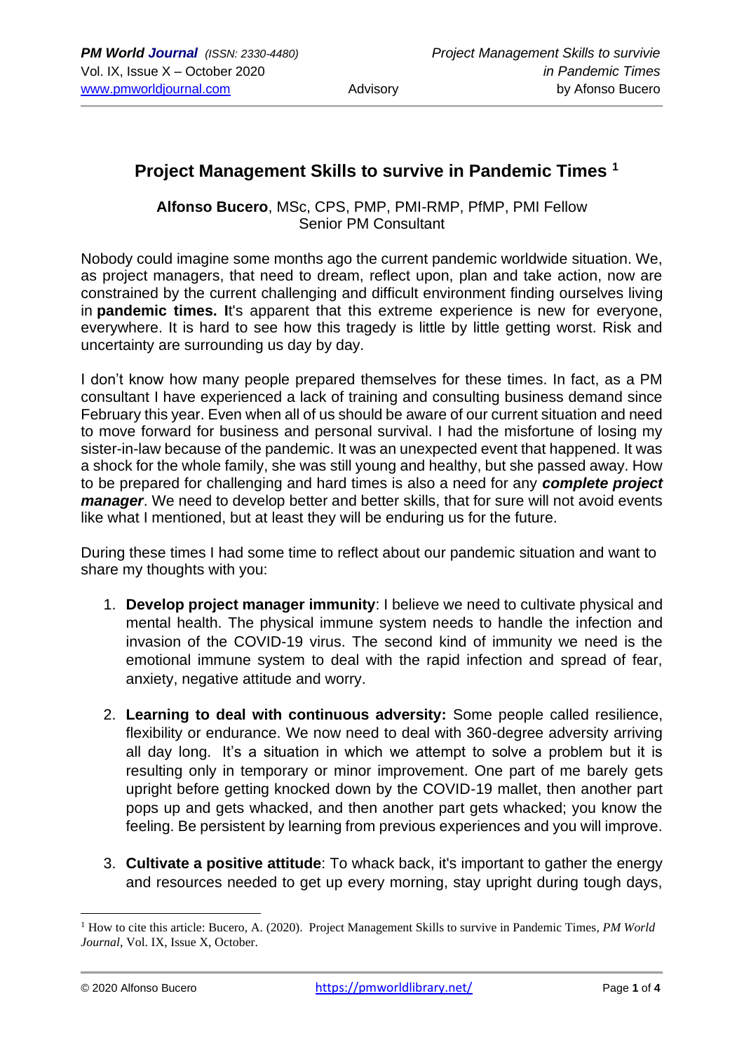# Project Management Skills to survive in Pandemic Times [1]

**Alfonso Bucero**, MSc, CPS, PMP, PMI-RMP, PfMP, PMI Fellow
Senior PM Consultant

Nobody could imagine some months ago the current pandemic worldwide situation. We, as project managers, that need to dream, reflect upon, plan and take action, now are constrained by the current challenging and difficult environment finding ourselves living in **pandemic times. I**t's apparent that this extreme experience is new for everyone, everywhere. It is hard to see how this tragedy is little by little getting worst. Risk and uncertainty are surrounding us day by day.

I don't know how many people prepared themselves for these times. In fact, as a PM consultant I have experienced a lack of training and consulting business demand since February this year. Even when all of us should be aware of our current situation and need to move forward for business and personal survival. I had the misfortune of losing my sister-in-law because of the pandemic. It was an unexpected event that happened. It was a shock for the whole family, she was still young and healthy, but she passed away. How to be prepared for challenging and hard times is also a need for any ***complete project manager***. We need to develop better and better skills, that for sure will not avoid events like what I mentioned, but at least they will be enduring us for the future.

During these times I had some time to reflect about our pandemic situation and want to share my thoughts with you:

1. **Develop project manager immunity**: I believe we need to cultivate physical and mental health. The physical immune system needs to handle the infection and invasion of the COVID-19 virus. The second kind of immunity we need is the emotional immune system to deal with the rapid infection and spread of fear, anxiety, negative attitude and worry.

2. **Learning to deal with continuous adversity:** Some people called resilience, flexibility or endurance. We now need to deal with 360-degree adversity arriving all day long. It's a situation in which we attempt to solve a problem but it is resulting only in temporary or minor improvement. One part of me barely gets upright before getting knocked down by the COVID-19 mallet, then another part pops up and gets whacked, and then another part gets whacked; you know the feeling. Be persistent by learning from previous experiences and you will improve.

3. **Cultivate a positive attitude**: To whack back, it's important to gather the energy and resources needed to get up every morning, stay upright during tough days,

---

[1] How to cite this article: Bucero, A. (2020). Project Management Skills to survive in Pandemic Times, *PM World Journal*, Vol. IX, Issue X, October.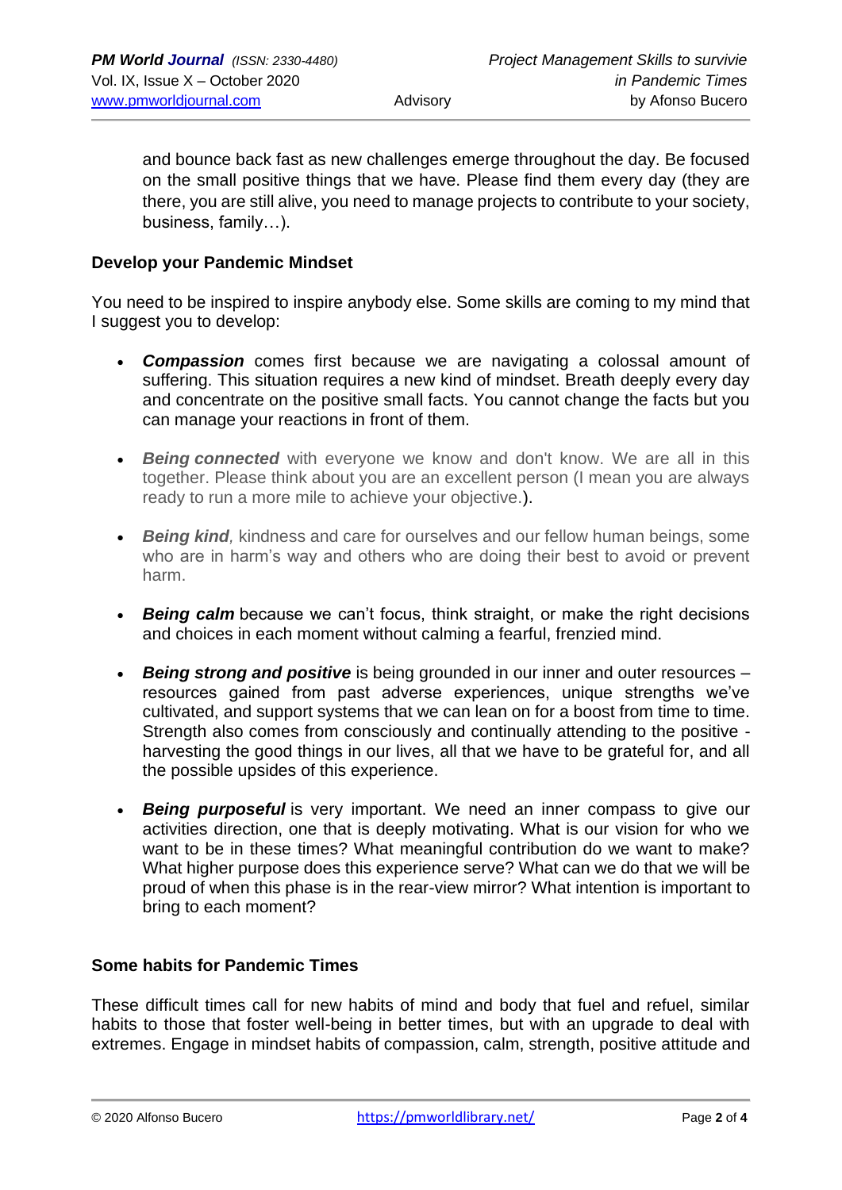and bounce back fast as new challenges emerge throughout the day. Be focused on the small positive things that we have. Please find them every day (they are there, you are still alive, you need to manage projects to contribute to your society, business, family…).

**Develop your Pandemic Mindset**

You need to be inspired to inspire anybody else. Some skills are coming to my mind that I suggest you to develop:

- ***Compassion*** comes first because we are navigating a colossal amount of suffering. This situation requires a new kind of mindset. Breath deeply every day and concentrate on the positive small facts. You cannot change the facts but you can manage your reactions in front of them.

- ***Being connected*** with everyone we know and don't know. We are all in this together. Please think about you are an excellent person (I mean you are always ready to run a more mile to achieve your objective.).

- ***Being kind****,* kindness and care for ourselves and our fellow human beings, some who are in harm's way and others who are doing their best to avoid or prevent harm.

- ***Being calm*** because we can't focus, think straight, or make the right decisions and choices in each moment without calming a fearful, frenzied mind.

- ***Being strong and positive*** is being grounded in our inner and outer resources – resources gained from past adverse experiences, unique strengths we've cultivated, and support systems that we can lean on for a boost from time to time. Strength also comes from consciously and continually attending to the positive - harvesting the good things in our lives, all that we have to be grateful for, and all the possible upsides of this experience.

- ***Being purposeful*** is very important. We need an inner compass to give our activities direction, one that is deeply motivating. What is our vision for who we want to be in these times? What meaningful contribution do we want to make? What higher purpose does this experience serve? What can we do that we will be proud of when this phase is in the rear-view mirror? What intention is important to bring to each moment?

**Some habits for Pandemic Times**

These difficult times call for new habits of mind and body that fuel and refuel, similar habits to those that foster well-being in better times, but with an upgrade to deal with extremes. Engage in mindset habits of compassion, calm, strength, positive attitude and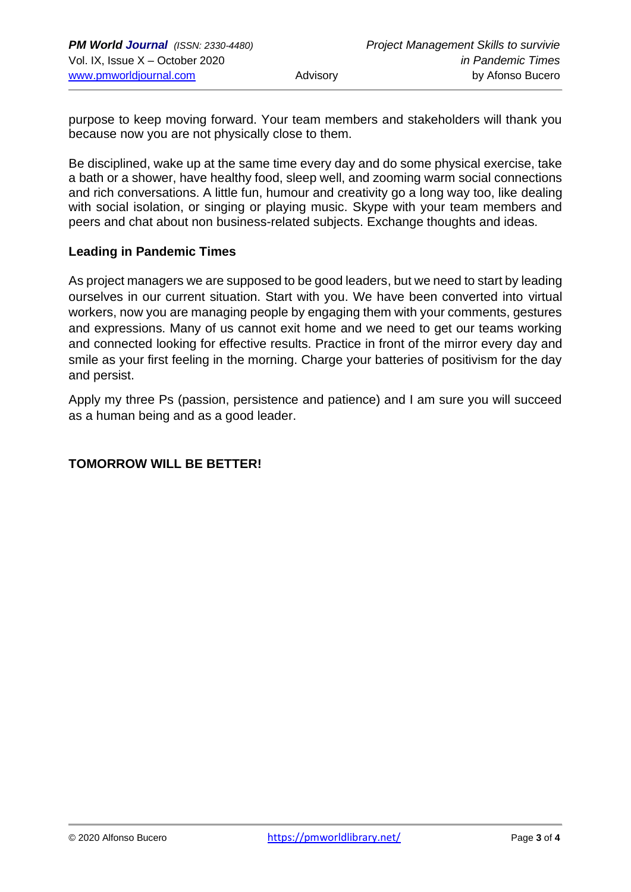purpose to keep moving forward. Your team members and stakeholders will thank you because now you are not physically close to them.

Be disciplined, wake up at the same time every day and do some physical exercise, take a bath or a shower, have healthy food, sleep well, and zooming warm social connections and rich conversations. A little fun, humour and creativity go a long way too, like dealing with social isolation, or singing or playing music. Skype with your team members and peers and chat about non business-related subjects. Exchange thoughts and ideas.

**Leading in Pandemic Times**

As project managers we are supposed to be good leaders, but we need to start by leading ourselves in our current situation. Start with you. We have been converted into virtual workers, now you are managing people by engaging them with your comments, gestures and expressions. Many of us cannot exit home and we need to get our teams working and connected looking for effective results. Practice in front of the mirror every day and smile as your first feeling in the morning. Charge your batteries of positivism for the day and persist.

Apply my three Ps (passion, persistence and patience) and I am sure you will succeed as a human being and as a good leader.

**TOMORROW WILL BE BETTER!**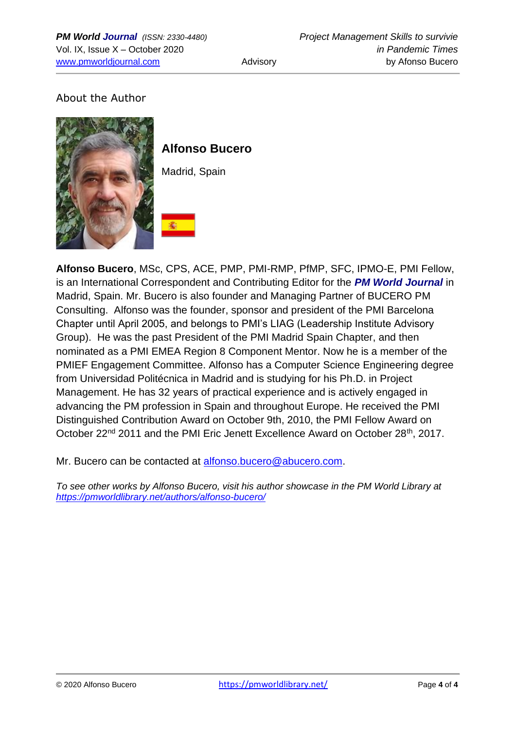About the Author

## Alfonso Bucero

Madrid, Spain

**Alfonso Bucero**, MSc, CPS, ACE, PMP, PMI-RMP, PfMP, SFC, IPMO-E, PMI Fellow, is an International Correspondent and Contributing Editor for the ***PM World Journal*** in Madrid, Spain. Mr. Bucero is also founder and Managing Partner of BUCERO PM Consulting. Alfonso was the founder, sponsor and president of the PMI Barcelona Chapter until April 2005, and belongs to PMI's LIAG (Leadership Institute Advisory Group). He was the past President of the PMI Madrid Spain Chapter, and then nominated as a PMI EMEA Region 8 Component Mentor. Now he is a member of the PMIEF Engagement Committee. Alfonso has a Computer Science Engineering degree from Universidad Politécnica in Madrid and is studying for his Ph.D. in Project Management. He has 32 years of practical experience and is actively engaged in advancing the PM profession in Spain and throughout Europe. He received the PMI Distinguished Contribution Award on October 9th, 2010, the PMI Fellow Award on October 22nd 2011 and the PMI Eric Jenett Excellence Award on October 28th, 2017.

Mr. Bucero can be contacted at alfonso.bucero@abucero.com.

*To see other works by Alfonso Bucero, visit his author showcase in the PM World Library at https://pmworldlibrary.net/authors/alfonso-bucero/*